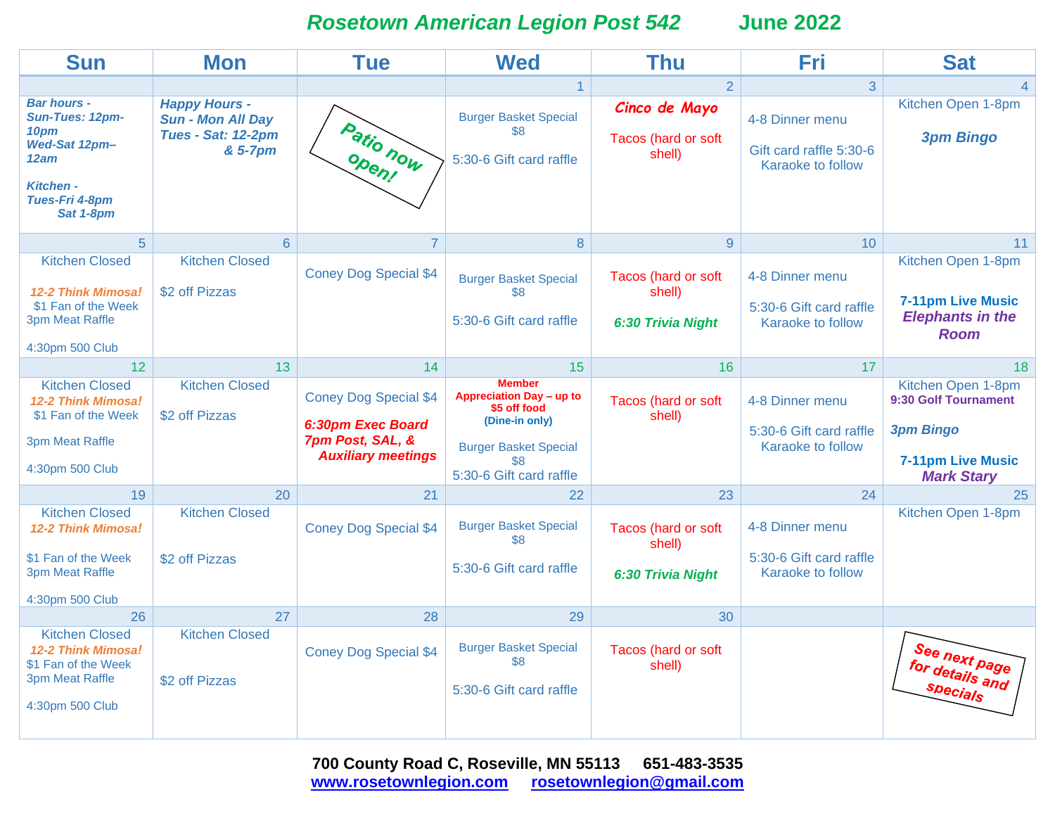# Rosetown American Legion Post 542 June 2022

| Sun | Mon | Tue | Wed | Thu | Fri | Sat |
|---|---|---|---|---|---|---|
| | | | 1 | 2 | 3 | 4 |
| ***Bar hours - Sun-Tues: 12pm-10pm Wed-Sat 12pm–12am*** ***Kitchen - Tues-Fri 4-8pm Sat 1-8pm*** | ***Happy Hours - Sun - Mon All Day Tues - Sat: 12-2pm & 5-7pm*** | ***Patio now open!*** | Burger Basket Special $8 5:30-6 Gift card raffle | ***Cinco de Mayo*** Tacos (hard or soft shell) | 4-8 Dinner menu Gift card raffle 5:30-6 Karaoke to follow | Kitchen Open 1-8pm ***3pm Bingo*** |
| 5 | 6 | 7 | 8 | 9 | 10 | 11 |
| Kitchen Closed ***12-2 Think Mimosa!*** $1 Fan of the Week 3pm Meat Raffle 4:30pm 500 Club | Kitchen Closed $2 off Pizzas | Coney Dog Special $4 | Burger Basket Special $8 5:30-6 Gift card raffle | Tacos (hard or soft shell) ***6:30 Trivia Night*** | 4-8 Dinner menu 5:30-6 Gift card raffle Karaoke to follow | Kitchen Open 1-8pm **7-11pm Live Music** ***Elephants in the Room*** |
| 12 | 13 | 14 | 15 | 16 | 17 | 18 |
| Kitchen Closed ***12-2 Think Mimosa!*** $1 Fan of the Week 3pm Meat Raffle 4:30pm 500 Club | Kitchen Closed $2 off Pizzas | Coney Dog Special $4 ***6:30pm Exec Board 7pm Post, SAL, & Auxiliary meetings*** | **Member Appreciation Day – up to $5 off food (Dine-in only)** Burger Basket Special $8 5:30-6 Gift card raffle | Tacos (hard or soft shell) | 4-8 Dinner menu 5:30-6 Gift card raffle Karaoke to follow | Kitchen Open 1-8pm **9:30 Golf Tournament** ***3pm Bingo*** **7-11pm Live Music** ***Mark Stary*** |
| 19 | 20 | 21 | 22 | 23 | 24 | 25 |
| Kitchen Closed ***12-2 Think Mimosa!*** $1 Fan of the Week 3pm Meat Raffle 4:30pm 500 Club | Kitchen Closed $2 off Pizzas | Coney Dog Special $4 | Burger Basket Special $8 5:30-6 Gift card raffle | Tacos (hard or soft shell) ***6:30 Trivia Night*** | 4-8 Dinner menu 5:30-6 Gift card raffle Karaoke to follow | Kitchen Open 1-8pm |
| 26 | 27 | 28 | 29 | 30 | | |
| Kitchen Closed ***12-2 Think Mimosa!*** $1 Fan of the Week 3pm Meat Raffle 4:30pm 500 Club | Kitchen Closed $2 off Pizzas | Coney Dog Special $4 | Burger Basket Special $8 5:30-6 Gift card raffle | Tacos (hard or soft shell) | | ***See next page for details and specials*** |

**700 County Road C, Roseville, MN 55113 651-483-3535**

**www.rosetownlegion.com rosetownlegion@gmail.com**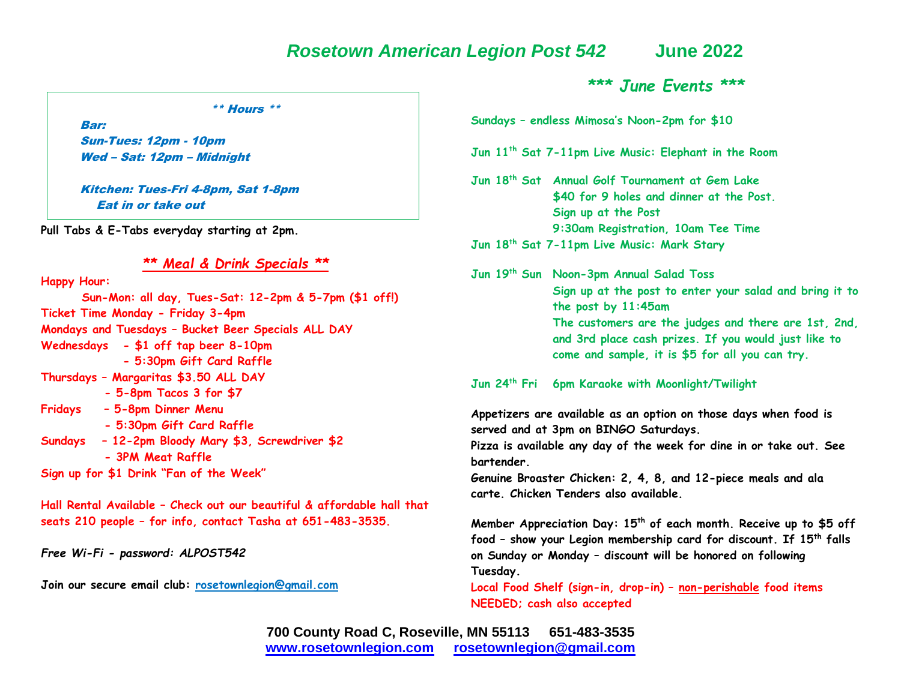# Rosetown American Legion Post 542 June 2022

**\*\* Hours \*\***

*Bar:*
*Sun-Tues: 12pm - 10pm*
*Wed – Sat: 12pm – Midnight*

*Kitchen: Tues-Fri 4-8pm, Sat 1-8pm*
*Eat in or take out*

**Pull Tabs & E-Tabs everyday starting at 2pm.**

## *\*\* Meal & Drink Specials \*\**

**Happy Hour:**
**Sun-Mon: all day, Tues-Sat: 12-2pm & 5-7pm ($1 off!)**
**Ticket Time Monday - Friday 3-4pm**
**Mondays and Tuesdays – Bucket Beer Specials ALL DAY**
**Wednesdays - $1 off tap beer 8-10pm**
**- 5:30pm Gift Card Raffle**
**Thursdays – Margaritas $3.50 ALL DAY**
**- 5-8pm Tacos 3 for $7**
**Fridays – 5-8pm Dinner Menu**
**- 5:30pm Gift Card Raffle**
**Sundays – 12-2pm Bloody Mary $3, Screwdriver $2**
**- 3PM Meat Raffle**
**Sign up for $1 Drink "Fan of the Week"**

**Hall Rental Available – Check out our beautiful & affordable hall that seats 210 people – for info, contact Tasha at 651-483-3535.**

***Free Wi-Fi - password: ALPOST542***

**Join our secure email club: rosetownlegion@gmail.com**

## *\*\*\* June Events \*\*\**

**Sundays – endless Mimosa's Noon-2pm for $10**

**Jun 11th Sat 7-11pm Live Music: Elephant in the Room**

**Jun 18th Sat Annual Golf Tournament at Gem Lake**
**$40 for 9 holes and dinner at the Post.**
**Sign up at the Post**
**9:30am Registration, 10am Tee Time**

**Jun 18th Sat 7-11pm Live Music: Mark Stary**

**Jun 19th Sun Noon-3pm Annual Salad Toss**
**Sign up at the post to enter your salad and bring it to the post by 11:45am**
**The customers are the judges and there are 1st, 2nd, and 3rd place cash prizes. If you would just like to come and sample, it is $5 for all you can try.**

**Jun 24th Fri 6pm Karaoke with Moonlight/Twilight**

**Appetizers are available as an option on those days when food is served and at 3pm on BINGO Saturdays.**
**Pizza is available any day of the week for dine in or take out. See bartender.**
**Genuine Broaster Chicken: 2, 4, 8, and 12-piece meals and ala carte. Chicken Tenders also available.**

**Member Appreciation Day: 15th of each month. Receive up to $5 off food – show your Legion membership card for discount. If 15th falls on Sunday or Monday – discount will be honored on following Tuesday.**
**Local Food Shelf (sign-in, drop-in) – non-perishable food items NEEDED; cash also accepted**

**700 County Road C, Roseville, MN 55113 651-483-3535**
**www.rosetownlegion.com rosetownlegion@gmail.com**